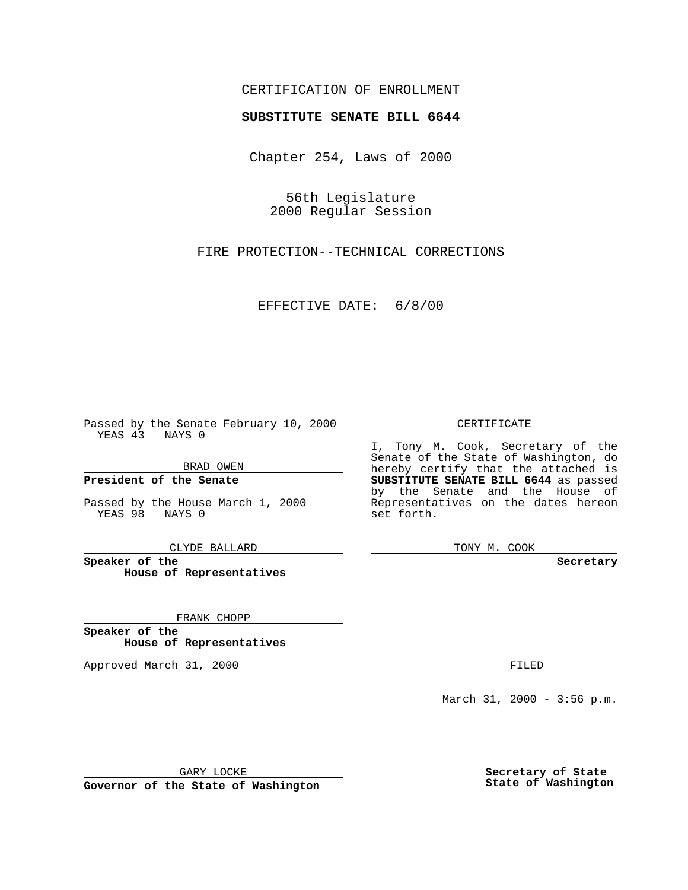CERTIFICATION OF ENROLLMENT

**SUBSTITUTE SENATE BILL 6644**

Chapter 254, Laws of 2000

56th Legislature
2000 Regular Session

FIRE PROTECTION--TECHNICAL CORRECTIONS

EFFECTIVE DATE: 6/8/00

Passed by the Senate February 10, 2000
YEAS 43 NAYS 0

BRAD OWEN

**President of the Senate**

Passed by the House March 1, 2000
YEAS 98 NAYS 0

CLYDE BALLARD

**Speaker of the House of Representatives**

FRANK CHOPP

**Speaker of the House of Representatives**

Approved March 31, 2000

GARY LOCKE

**Governor of the State of Washington**

CERTIFICATE

I, Tony M. Cook, Secretary of the Senate of the State of Washington, do hereby certify that the attached is **SUBSTITUTE SENATE BILL 6644** as passed by the Senate and the House of Representatives on the dates hereon set forth.

TONY M. COOK

**Secretary**

FILED

March 31, 2000 - 3:56 p.m.

**Secretary of State State of Washington**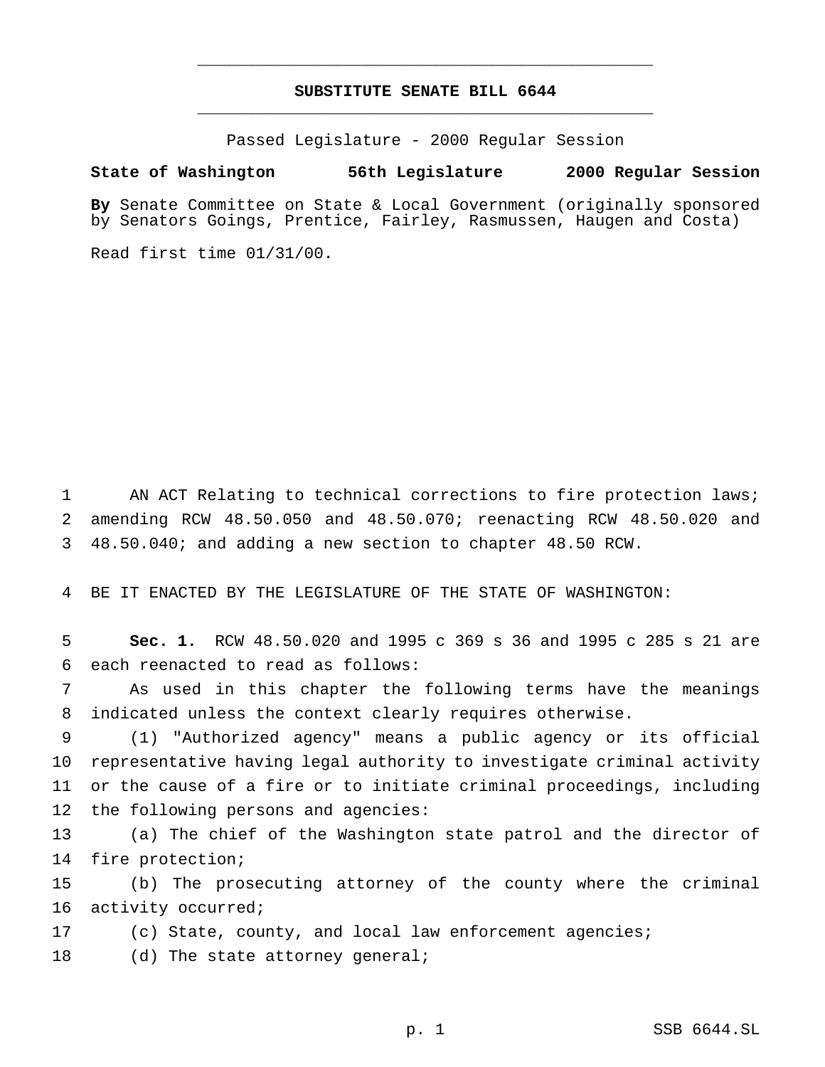# SUBSTITUTE SENATE BILL 6644

Passed Legislature - 2000 Regular Session

**State of Washington 56th Legislature 2000 Regular Session**

**By** Senate Committee on State & Local Government (originally sponsored by Senators Goings, Prentice, Fairley, Rasmussen, Haugen and Costa)

Read first time 01/31/00.

AN ACT Relating to technical corrections to fire protection laws; amending RCW 48.50.050 and 48.50.070; reenacting RCW 48.50.020 and 48.50.040; and adding a new section to chapter 48.50 RCW.

BE IT ENACTED BY THE LEGISLATURE OF THE STATE OF WASHINGTON:

**Sec. 1.** RCW 48.50.020 and 1995 c 369 s 36 and 1995 c 285 s 21 are each reenacted to read as follows:

As used in this chapter the following terms have the meanings indicated unless the context clearly requires otherwise.

(1) "Authorized agency" means a public agency or its official representative having legal authority to investigate criminal activity or the cause of a fire or to initiate criminal proceedings, including the following persons and agencies:

(a) The chief of the Washington state patrol and the director of fire protection;

(b) The prosecuting attorney of the county where the criminal activity occurred;

(c) State, county, and local law enforcement agencies;

(d) The state attorney general;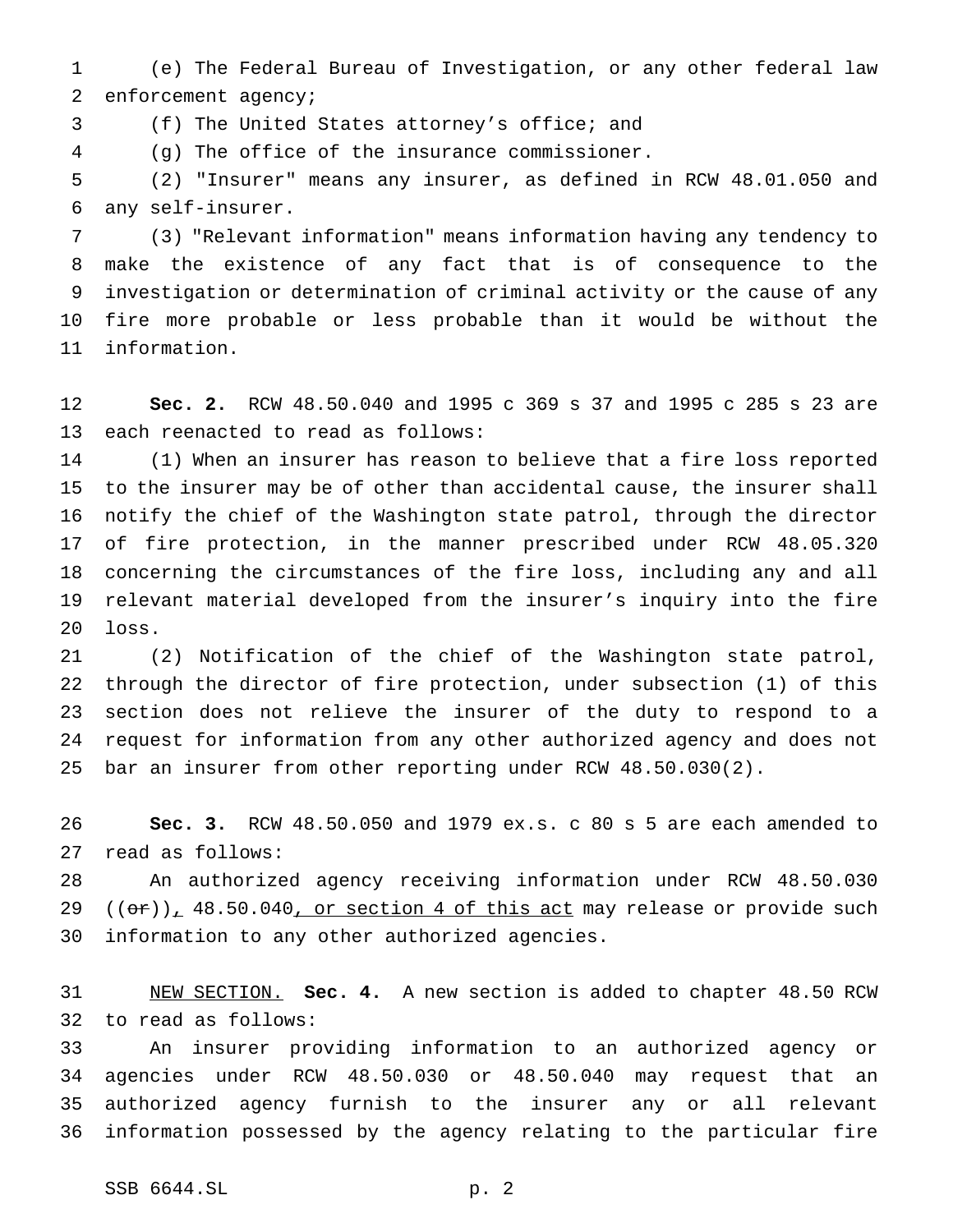(e) The Federal Bureau of Investigation, or any other federal law enforcement agency;

(f) The United States attorney's office; and

(g) The office of the insurance commissioner.

(2) "Insurer" means any insurer, as defined in RCW 48.01.050 and any self-insurer.

(3) "Relevant information" means information having any tendency to make the existence of any fact that is of consequence to the investigation or determination of criminal activity or the cause of any fire more probable or less probable than it would be without the information.

**Sec. 2.** RCW 48.50.040 and 1995 c 369 s 37 and 1995 c 285 s 23 are each reenacted to read as follows:

(1) When an insurer has reason to believe that a fire loss reported to the insurer may be of other than accidental cause, the insurer shall notify the chief of the Washington state patrol, through the director of fire protection, in the manner prescribed under RCW 48.05.320 concerning the circumstances of the fire loss, including any and all relevant material developed from the insurer's inquiry into the fire loss.

(2) Notification of the chief of the Washington state patrol, through the director of fire protection, under subsection (1) of this section does not relieve the insurer of the duty to respond to a request for information from any other authorized agency and does not bar an insurer from other reporting under RCW 48.50.030(2).

**Sec. 3.** RCW 48.50.050 and 1979 ex.s. c 80 s 5 are each amended to read as follows:

An authorized agency receiving information under RCW 48.50.030 ((~~or~~)), 48.50.040, or section 4 of this act may release or provide such information to any other authorized agencies.

NEW SECTION. **Sec. 4.** A new section is added to chapter 48.50 RCW to read as follows:

An insurer providing information to an authorized agency or agencies under RCW 48.50.030 or 48.50.040 may request that an authorized agency furnish to the insurer any or all relevant information possessed by the agency relating to the particular fire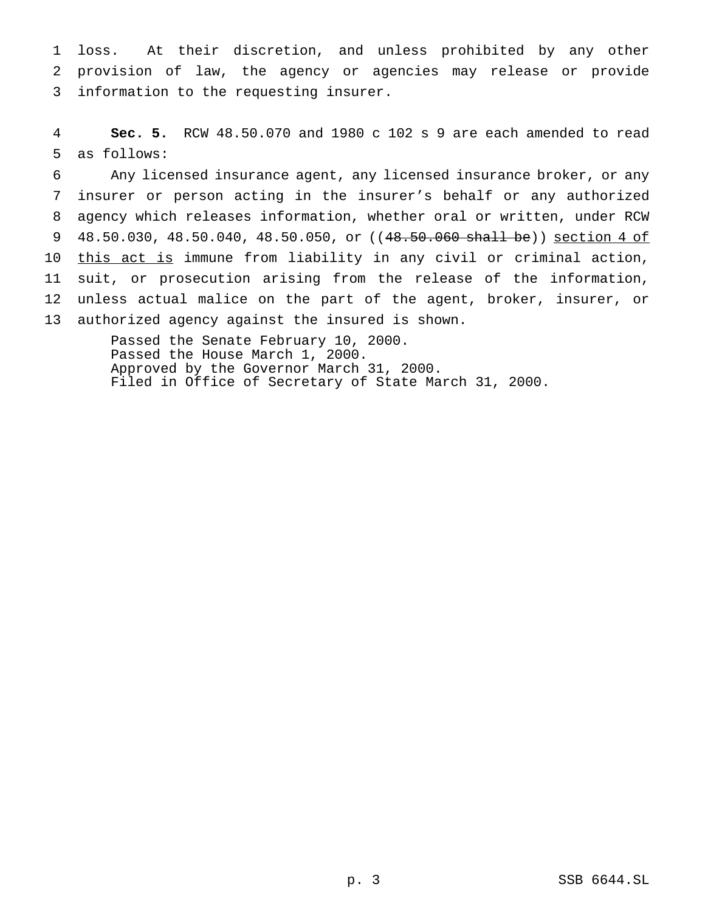loss. At their discretion, and unless prohibited by any other provision of law, the agency or agencies may release or provide information to the requesting insurer.

**Sec. 5.** RCW 48.50.070 and 1980 c 102 s 9 are each amended to read as follows:

Any licensed insurance agent, any licensed insurance broker, or any insurer or person acting in the insurer's behalf or any authorized agency which releases information, whether oral or written, under RCW 48.50.030, 48.50.040, 48.50.050, or ((~~48.50.060 shall be~~)) <u>section 4 of this act is</u> immune from liability in any civil or criminal action, suit, or prosecution arising from the release of the information, unless actual malice on the part of the agent, broker, insurer, or authorized agency against the insured is shown.

Passed the Senate February 10, 2000.
Passed the House March 1, 2000.
Approved by the Governor March 31, 2000.
Filed in Office of Secretary of State March 31, 2000.